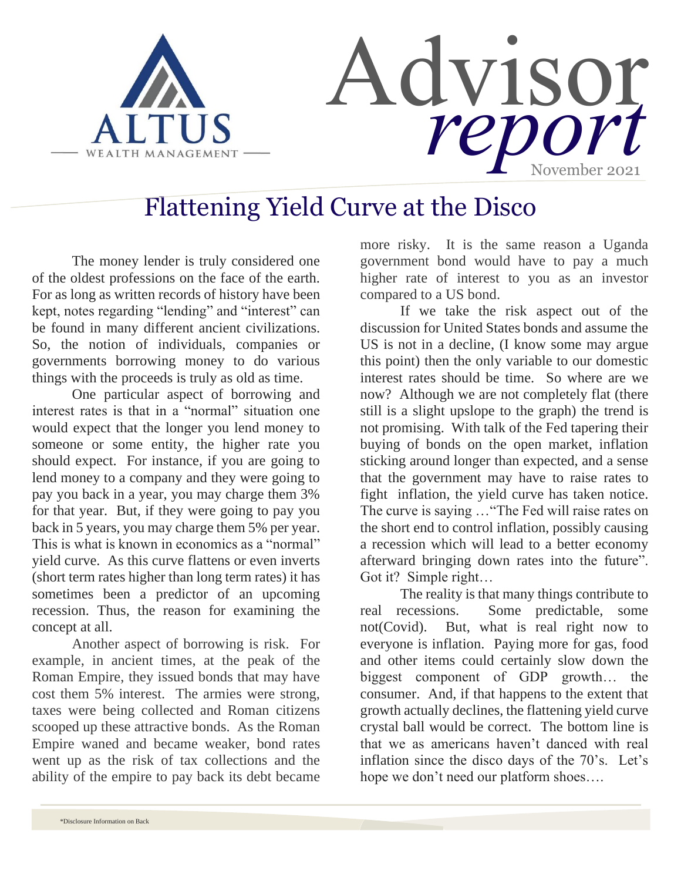ALTUS
WEALTH MANAGEMENT

# Advisor *report*

November 2021

## Flattening Yield Curve at the Disco

The money lender is truly considered one of the oldest professions on the face of the earth. For as long as written records of history have been kept, notes regarding "lending" and "interest" can be found in many different ancient civilizations. So, the notion of individuals, companies or governments borrowing money to do various things with the proceeds is truly as old as time.

One particular aspect of borrowing and interest rates is that in a "normal" situation one would expect that the longer you lend money to someone or some entity, the higher rate you should expect. For instance, if you are going to lend money to a company and they were going to pay you back in a year, you may charge them 3% for that year. But, if they were going to pay you back in 5 years, you may charge them 5% per year. This is what is known in economics as a "normal" yield curve. As this curve flattens or even inverts (short term rates higher than long term rates) it has sometimes been a predictor of an upcoming recession. Thus, the reason for examining the concept at all.

Another aspect of borrowing is risk. For example, in ancient times, at the peak of the Roman Empire, they issued bonds that may have cost them 5% interest. The armies were strong, taxes were being collected and Roman citizens scooped up these attractive bonds. As the Roman Empire waned and became weaker, bond rates went up as the risk of tax collections and the ability of the empire to pay back its debt became more risky. It is the same reason a Uganda government bond would have to pay a much higher rate of interest to you as an investor compared to a US bond.

If we take the risk aspect out of the discussion for United States bonds and assume the US is not in a decline, (I know some may argue this point) then the only variable to our domestic interest rates should be time. So where are we now? Although we are not completely flat (there still is a slight upslope to the graph) the trend is not promising. With talk of the Fed tapering their buying of bonds on the open market, inflation sticking around longer than expected, and a sense that the government may have to raise rates to fight inflation, the yield curve has taken notice. The curve is saying …"The Fed will raise rates on the short end to control inflation, possibly causing a recession which will lead to a better economy afterward bringing down rates into the future". Got it? Simple right…

The reality is that many things contribute to real recessions. Some predictable, some not(Covid). But, what is real right now to everyone is inflation. Paying more for gas, food and other items could certainly slow down the biggest component of GDP growth… the consumer. And, if that happens to the extent that growth actually declines, the flattening yield curve crystal ball would be correct. The bottom line is that we as americans haven't danced with real inflation since the disco days of the 70's. Let's hope we don't need our platform shoes….

*Disclosure Information on Back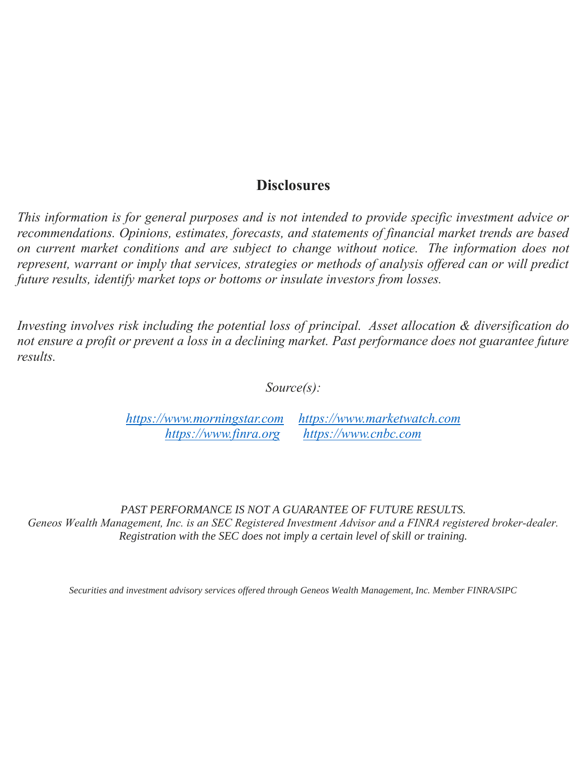## Disclosures

*This information is for general purposes and is not intended to provide specific investment advice or recommendations. Opinions, estimates, forecasts, and statements of financial market trends are based on current market conditions and are subject to change without notice. The information does not represent, warrant or imply that services, strategies or methods of analysis offered can or will predict future results, identify market tops or bottoms or insulate investors from losses.*

*Investing involves risk including the potential loss of principal. Asset allocation & diversification do not ensure a profit or prevent a loss in a declining market. Past performance does not guarantee future results.*

*Source(s):*

*[https://www.morningstar.com](https://www.morningstar.com)* *[https://www.marketwatch.com](https://www.marketwatch.com)*
*[https://www.finra.org](https://www.finra.org)* *[https://www.cnbc.com](https://www.cnbc.com)*

*PAST PERFORMANCE IS NOT A GUARANTEE OF FUTURE RESULTS.*
*Geneos Wealth Management, Inc. is an SEC Registered Investment Advisor and a FINRA registered broker-dealer.*
*Registration with the SEC does not imply a certain level of skill or training.*

*Securities and investment advisory services offered through Geneos Wealth Management, Inc. Member FINRA/SIPC*